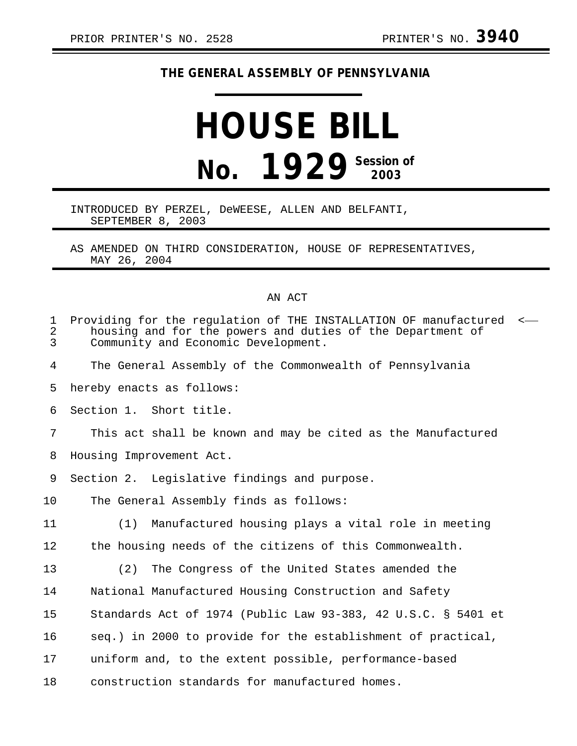PRIOR PRINTER'S NO. 2528 PRINTER'S NO. **3940**

**THE GENERAL ASSEMBLY OF PENNSYLVANIA**

# HOUSE BILL

# No. 1929 Session of 2003

INTRODUCED BY PERZEL, DeWEESE, ALLEN AND BELFANTI, SEPTEMBER 8, 2003

AS AMENDED ON THIRD CONSIDERATION, HOUSE OF REPRESENTATIVES, MAY 26, 2004

AN ACT

Providing for the regulation of THE INSTALLATION OF manufactured housing and for the powers and duties of the Department of Community and Economic Development.

The General Assembly of the Commonwealth of Pennsylvania hereby enacts as follows:

Section 1. Short title.

This act shall be known and may be cited as the Manufactured Housing Improvement Act.

Section 2. Legislative findings and purpose.

The General Assembly finds as follows:

(1) Manufactured housing plays a vital role in meeting the housing needs of the citizens of this Commonwealth.

(2) The Congress of the United States amended the National Manufactured Housing Construction and Safety Standards Act of 1974 (Public Law 93-383, 42 U.S.C. § 5401 et seq.) in 2000 to provide for the establishment of practical, uniform and, to the extent possible, performance-based construction standards for manufactured homes.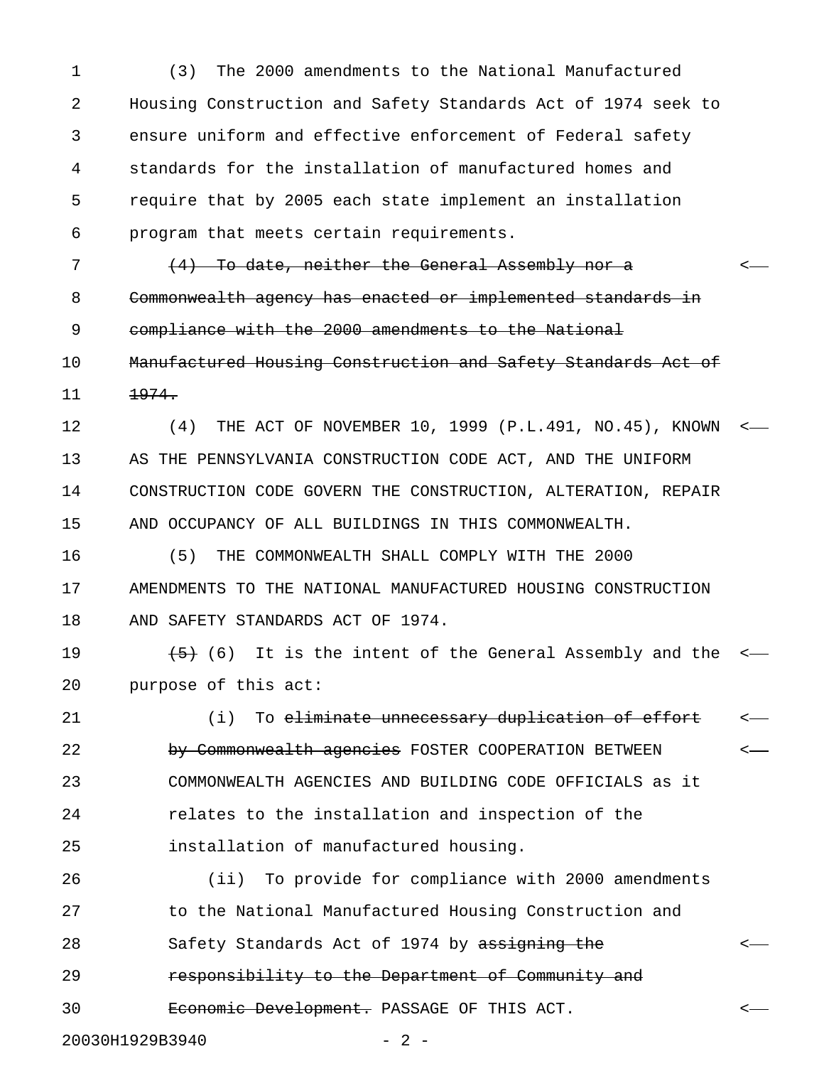(3) The 2000 amendments to the National Manufactured Housing Construction and Safety Standards Act of 1974 seek to ensure uniform and effective enforcement of Federal safety standards for the installation of manufactured homes and require that by 2005 each state implement an installation program that meets certain requirements.

~~(4) To date, neither the General Assembly nor a Commonwealth agency has enacted or implemented standards in compliance with the 2000 amendments to the National Manufactured Housing Construction and Safety Standards Act of 1974.~~

(4) THE ACT OF NOVEMBER 10, 1999 (P.L.491, NO.45), KNOWN AS THE PENNSYLVANIA CONSTRUCTION CODE ACT, AND THE UNIFORM CONSTRUCTION CODE GOVERN THE CONSTRUCTION, ALTERATION, REPAIR AND OCCUPANCY OF ALL BUILDINGS IN THIS COMMONWEALTH.

(5) THE COMMONWEALTH SHALL COMPLY WITH THE 2000 AMENDMENTS TO THE NATIONAL MANUFACTURED HOUSING CONSTRUCTION AND SAFETY STANDARDS ACT OF 1974.

~~(5)~~ (6) It is the intent of the General Assembly and the purpose of this act:

(i) To ~~eliminate unnecessary duplication of effort by Commonwealth agencies~~ FOSTER COOPERATION BETWEEN COMMONWEALTH AGENCIES AND BUILDING CODE OFFICIALS as it relates to the installation and inspection of the installation of manufactured housing.

(ii) To provide for compliance with 2000 amendments to the National Manufactured Housing Construction and Safety Standards Act of 1974 by ~~assigning the responsibility to the Department of Community and Economic Development.~~ PASSAGE OF THIS ACT.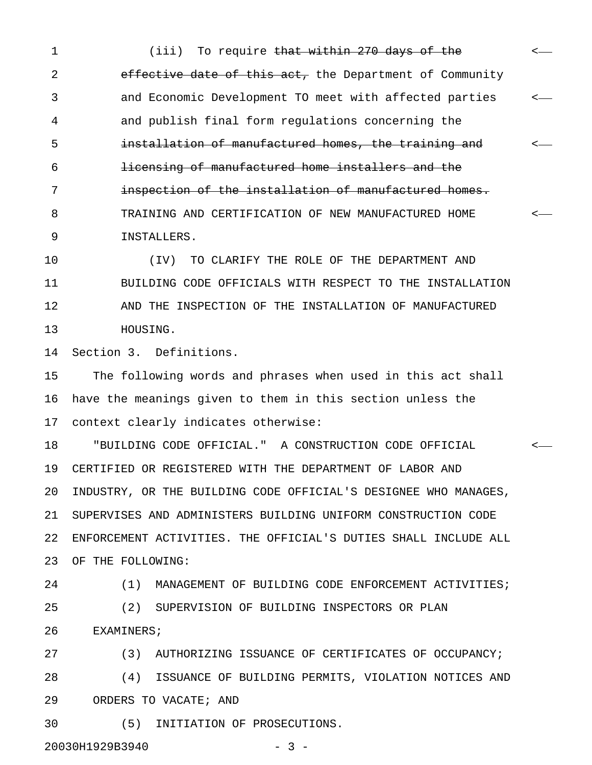(iii) To require ~~that within 270 days of the effective date of this act,~~ the Department of Community and Economic Development TO meet with affected parties and publish final form regulations concerning the ~~installation of manufactured homes, the training and licensing of manufactured home installers and the inspection of the installation of manufactured homes.~~ TRAINING AND CERTIFICATION OF NEW MANUFACTURED HOME INSTALLERS.

(IV) TO CLARIFY THE ROLE OF THE DEPARTMENT AND BUILDING CODE OFFICIALS WITH RESPECT TO THE INSTALLATION AND THE INSPECTION OF THE INSTALLATION OF MANUFACTURED HOUSING.

Section 3. Definitions.

The following words and phrases when used in this act shall have the meanings given to them in this section unless the context clearly indicates otherwise:

"BUILDING CODE OFFICIAL." A CONSTRUCTION CODE OFFICIAL CERTIFIED OR REGISTERED WITH THE DEPARTMENT OF LABOR AND INDUSTRY, OR THE BUILDING CODE OFFICIAL'S DESIGNEE WHO MANAGES, SUPERVISES AND ADMINISTERS BUILDING UNIFORM CONSTRUCTION CODE ENFORCEMENT ACTIVITIES. THE OFFICIAL'S DUTIES SHALL INCLUDE ALL OF THE FOLLOWING:

(1) MANAGEMENT OF BUILDING CODE ENFORCEMENT ACTIVITIES;

(2) SUPERVISION OF BUILDING INSPECTORS OR PLAN EXAMINERS;

(3) AUTHORIZING ISSUANCE OF CERTIFICATES OF OCCUPANCY;

(4) ISSUANCE OF BUILDING PERMITS, VIOLATION NOTICES AND ORDERS TO VACATE; AND

(5) INITIATION OF PROSECUTIONS.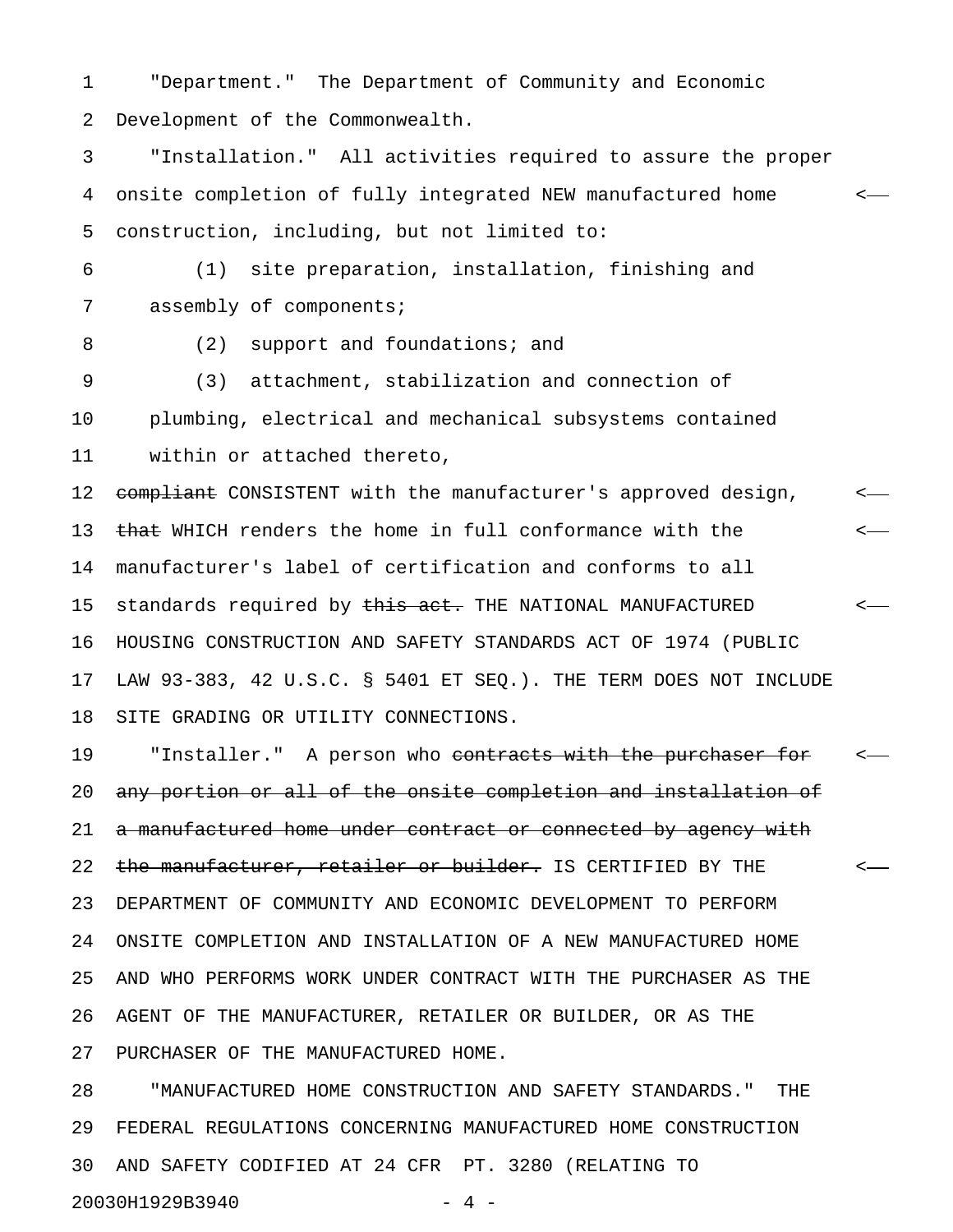"Department." The Department of Community and Economic Development of the Commonwealth.

"Installation." All activities required to assure the proper onsite completion of fully integrated NEW manufactured home construction, including, but not limited to:

(1) site preparation, installation, finishing and assembly of components;

(2) support and foundations; and

(3) attachment, stabilization and connection of plumbing, electrical and mechanical subsystems contained within or attached thereto,

~~compliant~~ CONSISTENT with the manufacturer's approved design, ~~that~~ WHICH renders the home in full conformance with the manufacturer's label of certification and conforms to all standards required by ~~this act.~~ THE NATIONAL MANUFACTURED HOUSING CONSTRUCTION AND SAFETY STANDARDS ACT OF 1974 (PUBLIC LAW 93-383, 42 U.S.C. § 5401 ET SEQ.). THE TERM DOES NOT INCLUDE SITE GRADING OR UTILITY CONNECTIONS.

"Installer." A person who ~~contracts with the purchaser for any portion or all of the onsite completion and installation of a manufactured home under contract or connected by agency with the manufacturer, retailer or builder.~~ IS CERTIFIED BY THE DEPARTMENT OF COMMUNITY AND ECONOMIC DEVELOPMENT TO PERFORM ONSITE COMPLETION AND INSTALLATION OF A NEW MANUFACTURED HOME AND WHO PERFORMS WORK UNDER CONTRACT WITH THE PURCHASER AS THE AGENT OF THE MANUFACTURER, RETAILER OR BUILDER, OR AS THE PURCHASER OF THE MANUFACTURED HOME.

"MANUFACTURED HOME CONSTRUCTION AND SAFETY STANDARDS." THE FEDERAL REGULATIONS CONCERNING MANUFACTURED HOME CONSTRUCTION AND SAFETY CODIFIED AT 24 CFR PT. 3280 (RELATING TO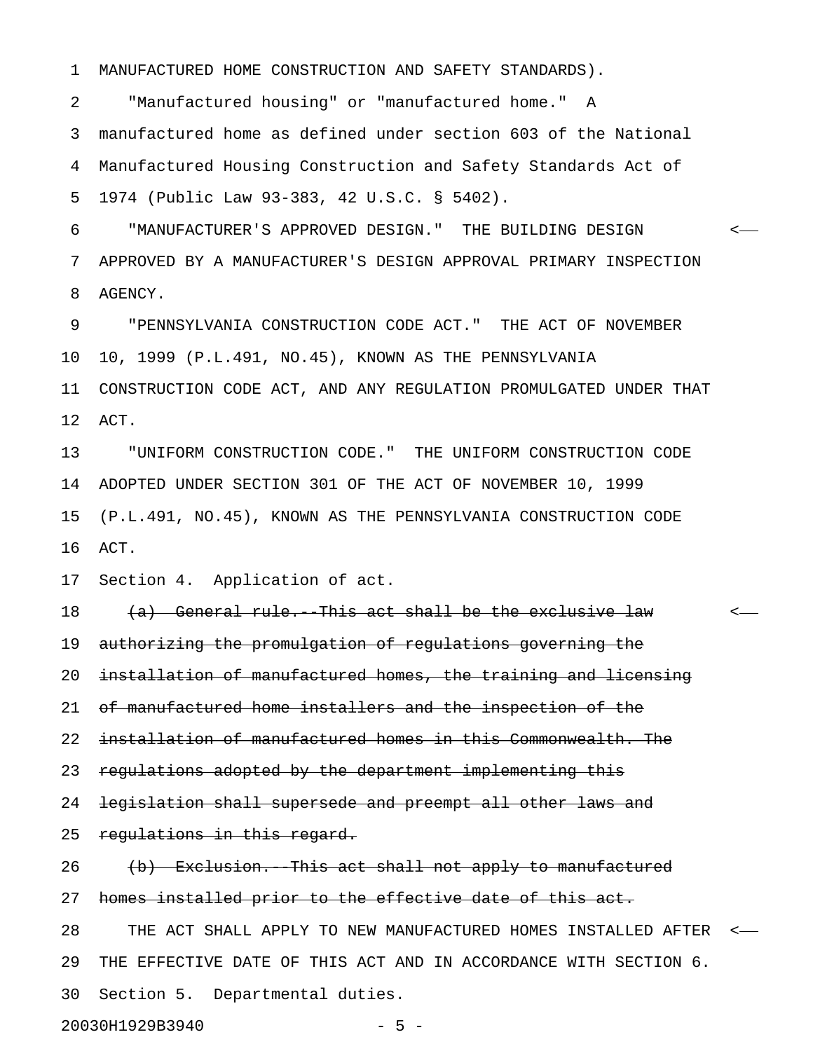MANUFACTURED HOME CONSTRUCTION AND SAFETY STANDARDS).

"Manufactured housing" or "manufactured home." A manufactured home as defined under section 603 of the National Manufactured Housing Construction and Safety Standards Act of 1974 (Public Law 93-383, 42 U.S.C. § 5402).

"MANUFACTURER'S APPROVED DESIGN." THE BUILDING DESIGN APPROVED BY A MANUFACTURER'S DESIGN APPROVAL PRIMARY INSPECTION AGENCY.

"PENNSYLVANIA CONSTRUCTION CODE ACT." THE ACT OF NOVEMBER 10, 1999 (P.L.491, NO.45), KNOWN AS THE PENNSYLVANIA CONSTRUCTION CODE ACT, AND ANY REGULATION PROMULGATED UNDER THAT ACT.

"UNIFORM CONSTRUCTION CODE." THE UNIFORM CONSTRUCTION CODE ADOPTED UNDER SECTION 301 OF THE ACT OF NOVEMBER 10, 1999 (P.L.491, NO.45), KNOWN AS THE PENNSYLVANIA CONSTRUCTION CODE ACT.

Section 4. Application of act.

~~(a) General rule.--This act shall be the exclusive law authorizing the promulgation of regulations governing the installation of manufactured homes, the training and licensing of manufactured home installers and the inspection of the installation of manufactured homes in this Commonwealth. The regulations adopted by the department implementing this legislation shall supersede and preempt all other laws and regulations in this regard.~~

~~(b) Exclusion.--This act shall not apply to manufactured homes installed prior to the effective date of this act.~~

THE ACT SHALL APPLY TO NEW MANUFACTURED HOMES INSTALLED AFTER THE EFFECTIVE DATE OF THIS ACT AND IN ACCORDANCE WITH SECTION 6.

Section 5. Departmental duties.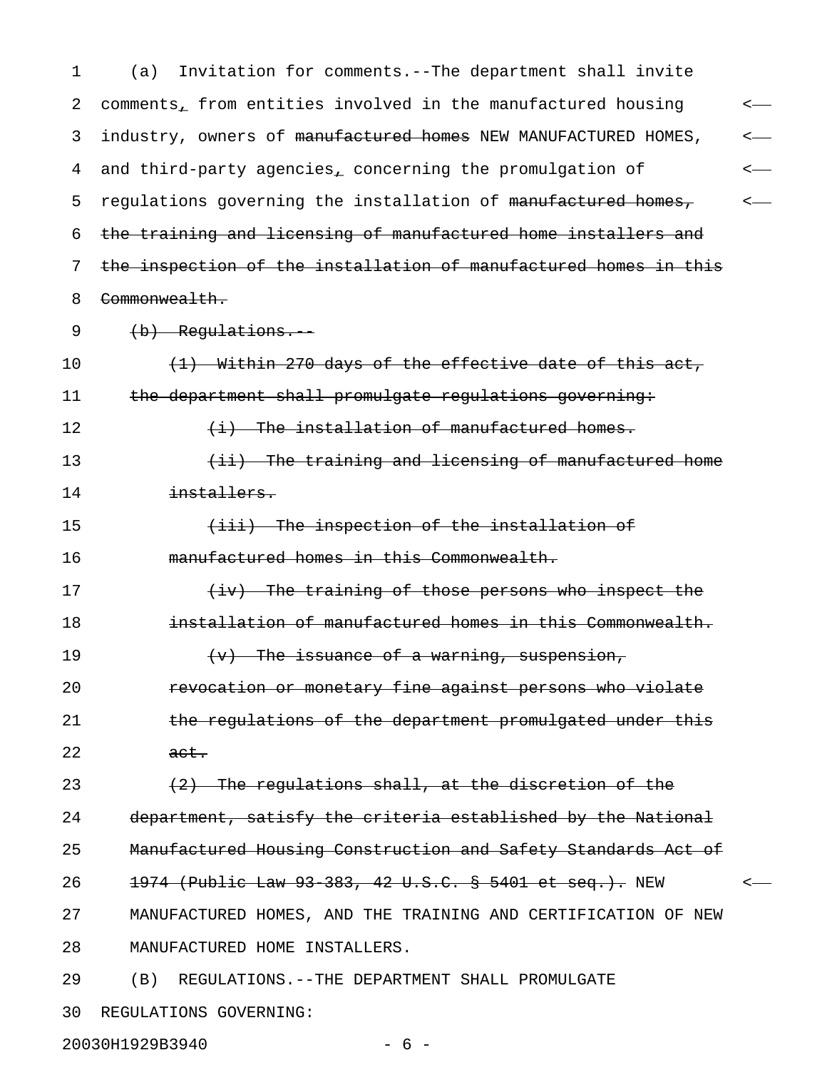(a) Invitation for comments.--The department shall invite comments~~,~~ from entities involved in the manufactured housing industry, owners of ~~manufactured homes~~ NEW MANUFACTURED HOMES, and third-party agencies~~,~~ concerning the promulgation of regulations governing the installation of ~~manufactured homes, the training and licensing of manufactured home installers and the inspection of the installation of manufactured homes in this Commonwealth.~~

~~(b) Regulations.--~~

~~(1) Within 270 days of the effective date of this act, the department shall promulgate regulations governing:~~

~~(i) The installation of manufactured homes.~~

~~(ii) The training and licensing of manufactured home installers.~~

~~(iii) The inspection of the installation of manufactured homes in this Commonwealth.~~

~~(iv) The training of those persons who inspect the installation of manufactured homes in this Commonwealth.~~

~~(v) The issuance of a warning, suspension, revocation or monetary fine against persons who violate the regulations of the department promulgated under this act.~~

~~(2) The regulations shall, at the discretion of the department, satisfy the criteria established by the National Manufactured Housing Construction and Safety Standards Act of 1974 (Public Law 93-383, 42 U.S.C. § 5401 et seq.).~~ NEW MANUFACTURED HOMES, AND THE TRAINING AND CERTIFICATION OF NEW MANUFACTURED HOME INSTALLERS.

(B) REGULATIONS.--THE DEPARTMENT SHALL PROMULGATE REGULATIONS GOVERNING: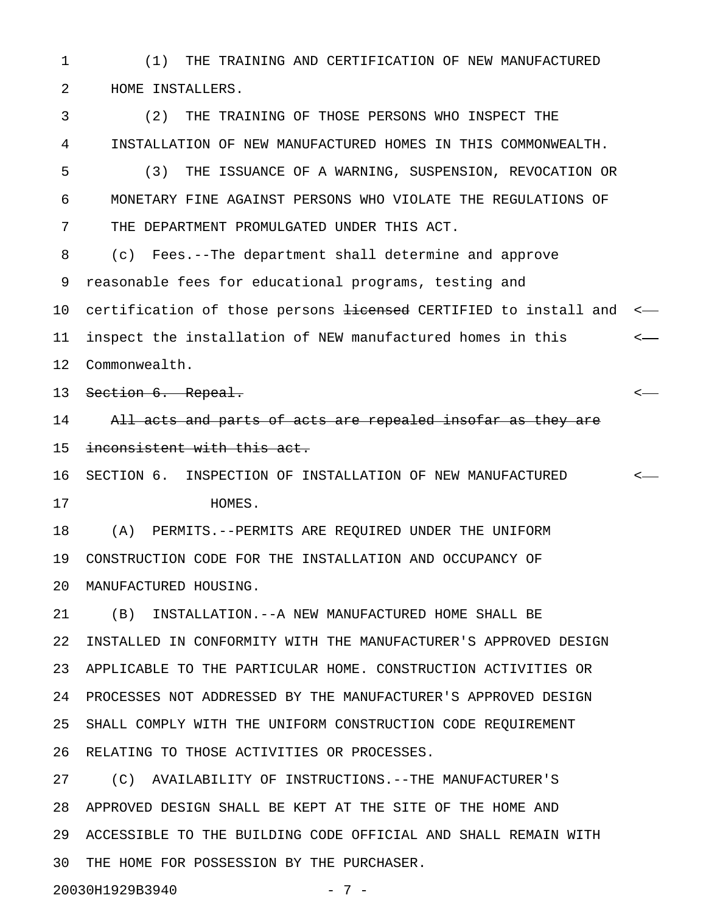(1) THE TRAINING AND CERTIFICATION OF NEW MANUFACTURED HOME INSTALLERS.

(2) THE TRAINING OF THOSE PERSONS WHO INSPECT THE INSTALLATION OF NEW MANUFACTURED HOMES IN THIS COMMONWEALTH.

(3) THE ISSUANCE OF A WARNING, SUSPENSION, REVOCATION OR MONETARY FINE AGAINST PERSONS WHO VIOLATE THE REGULATIONS OF THE DEPARTMENT PROMULGATED UNDER THIS ACT.

(c) Fees.--The department shall determine and approve reasonable fees for educational programs, testing and certification of those persons ~~licensed~~ CERTIFIED to install and inspect the installation of NEW manufactured homes in this Commonwealth.

~~Section 6. Repeal.~~

~~All acts and parts of acts are repealed insofar as they are inconsistent with this act.~~

SECTION 6. INSPECTION OF INSTALLATION OF NEW MANUFACTURED HOMES.

(A) PERMITS.--PERMITS ARE REQUIRED UNDER THE UNIFORM CONSTRUCTION CODE FOR THE INSTALLATION AND OCCUPANCY OF MANUFACTURED HOUSING.

(B) INSTALLATION.--A NEW MANUFACTURED HOME SHALL BE INSTALLED IN CONFORMITY WITH THE MANUFACTURER'S APPROVED DESIGN APPLICABLE TO THE PARTICULAR HOME. CONSTRUCTION ACTIVITIES OR PROCESSES NOT ADDRESSED BY THE MANUFACTURER'S APPROVED DESIGN SHALL COMPLY WITH THE UNIFORM CONSTRUCTION CODE REQUIREMENT RELATING TO THOSE ACTIVITIES OR PROCESSES.

(C) AVAILABILITY OF INSTRUCTIONS.--THE MANUFACTURER'S APPROVED DESIGN SHALL BE KEPT AT THE SITE OF THE HOME AND ACCESSIBLE TO THE BUILDING CODE OFFICIAL AND SHALL REMAIN WITH THE HOME FOR POSSESSION BY THE PURCHASER.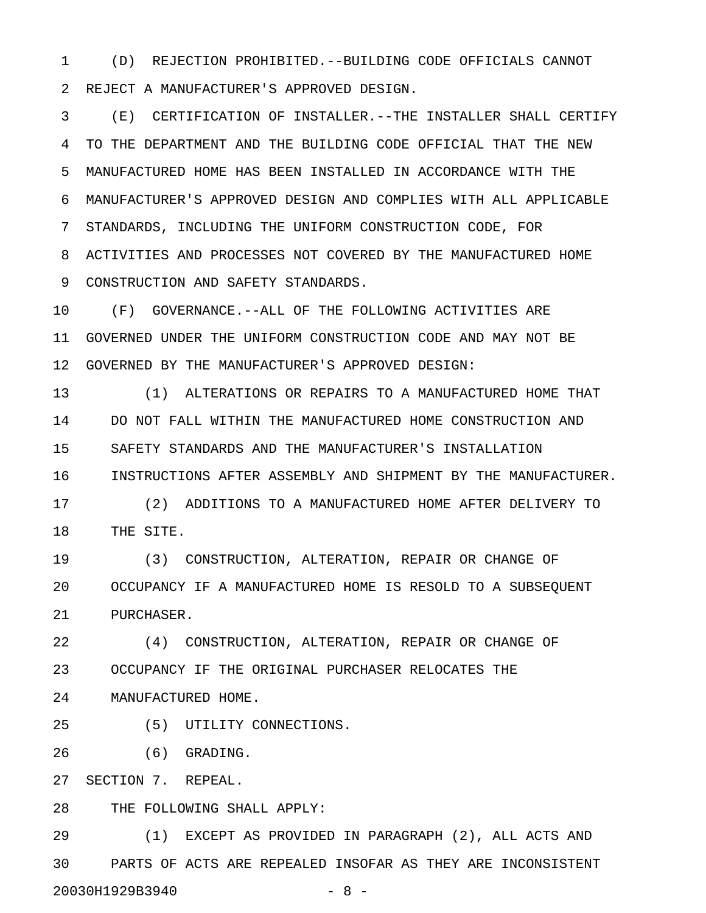(D) REJECTION PROHIBITED.--BUILDING CODE OFFICIALS CANNOT REJECT A MANUFACTURER'S APPROVED DESIGN.

(E) CERTIFICATION OF INSTALLER.--THE INSTALLER SHALL CERTIFY TO THE DEPARTMENT AND THE BUILDING CODE OFFICIAL THAT THE NEW MANUFACTURED HOME HAS BEEN INSTALLED IN ACCORDANCE WITH THE MANUFACTURER'S APPROVED DESIGN AND COMPLIES WITH ALL APPLICABLE STANDARDS, INCLUDING THE UNIFORM CONSTRUCTION CODE, FOR ACTIVITIES AND PROCESSES NOT COVERED BY THE MANUFACTURED HOME CONSTRUCTION AND SAFETY STANDARDS.

(F) GOVERNANCE.--ALL OF THE FOLLOWING ACTIVITIES ARE GOVERNED UNDER THE UNIFORM CONSTRUCTION CODE AND MAY NOT BE GOVERNED BY THE MANUFACTURER'S APPROVED DESIGN:

(1) ALTERATIONS OR REPAIRS TO A MANUFACTURED HOME THAT DO NOT FALL WITHIN THE MANUFACTURED HOME CONSTRUCTION AND SAFETY STANDARDS AND THE MANUFACTURER'S INSTALLATION INSTRUCTIONS AFTER ASSEMBLY AND SHIPMENT BY THE MANUFACTURER.

(2) ADDITIONS TO A MANUFACTURED HOME AFTER DELIVERY TO THE SITE.

(3) CONSTRUCTION, ALTERATION, REPAIR OR CHANGE OF OCCUPANCY IF A MANUFACTURED HOME IS RESOLD TO A SUBSEQUENT PURCHASER.

(4) CONSTRUCTION, ALTERATION, REPAIR OR CHANGE OF OCCUPANCY IF THE ORIGINAL PURCHASER RELOCATES THE MANUFACTURED HOME.

(5) UTILITY CONNECTIONS.

(6) GRADING.

SECTION 7. REPEAL.

THE FOLLOWING SHALL APPLY:

(1) EXCEPT AS PROVIDED IN PARAGRAPH (2), ALL ACTS AND PARTS OF ACTS ARE REPEALED INSOFAR AS THEY ARE INCONSISTENT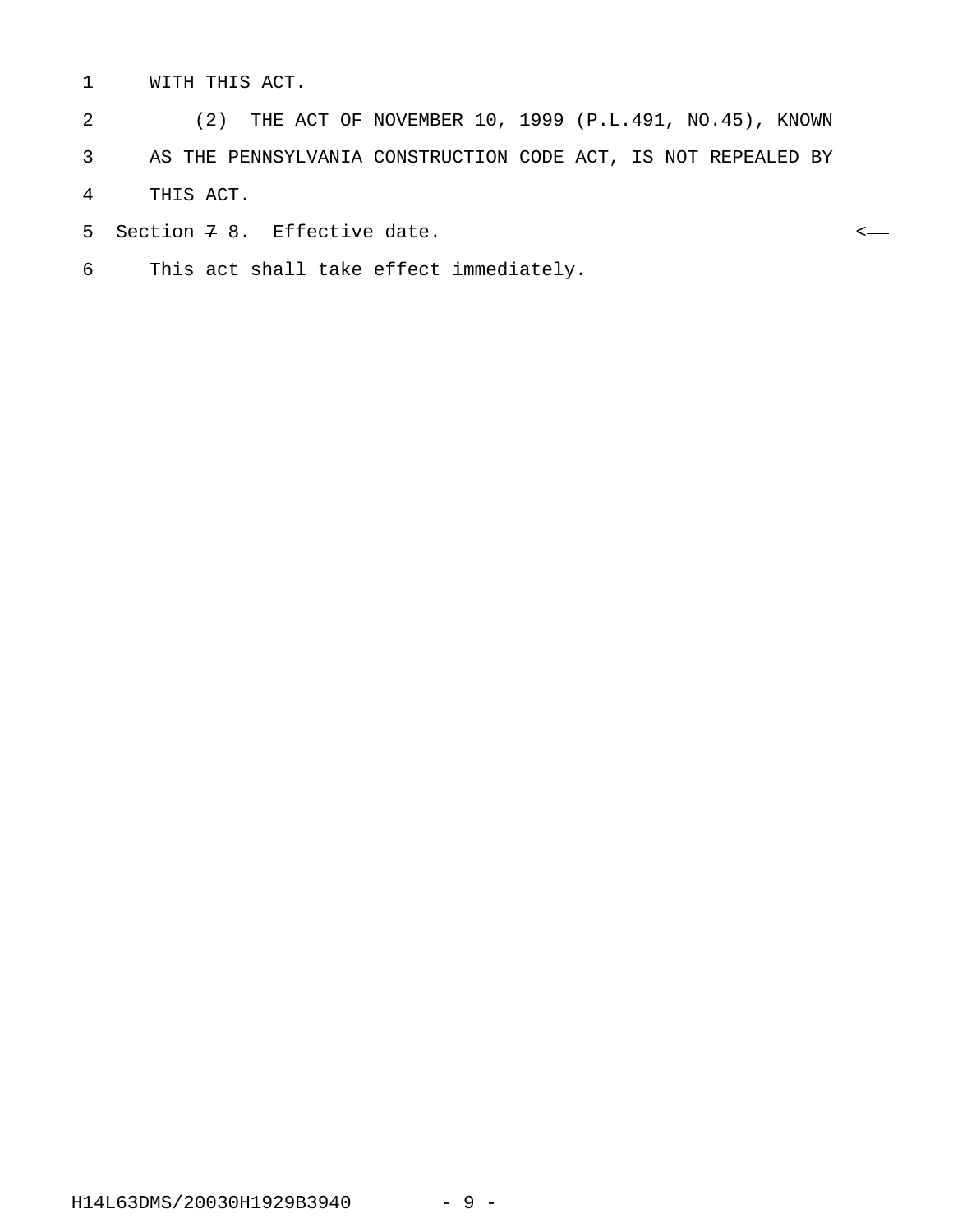WITH THIS ACT.

(2) THE ACT OF NOVEMBER 10, 1999 (P.L.491, NO.45), KNOWN AS THE PENNSYLVANIA CONSTRUCTION CODE ACT, IS NOT REPEALED BY THIS ACT.

Section ~~7~~ 8. Effective date.

This act shall take effect immediately.